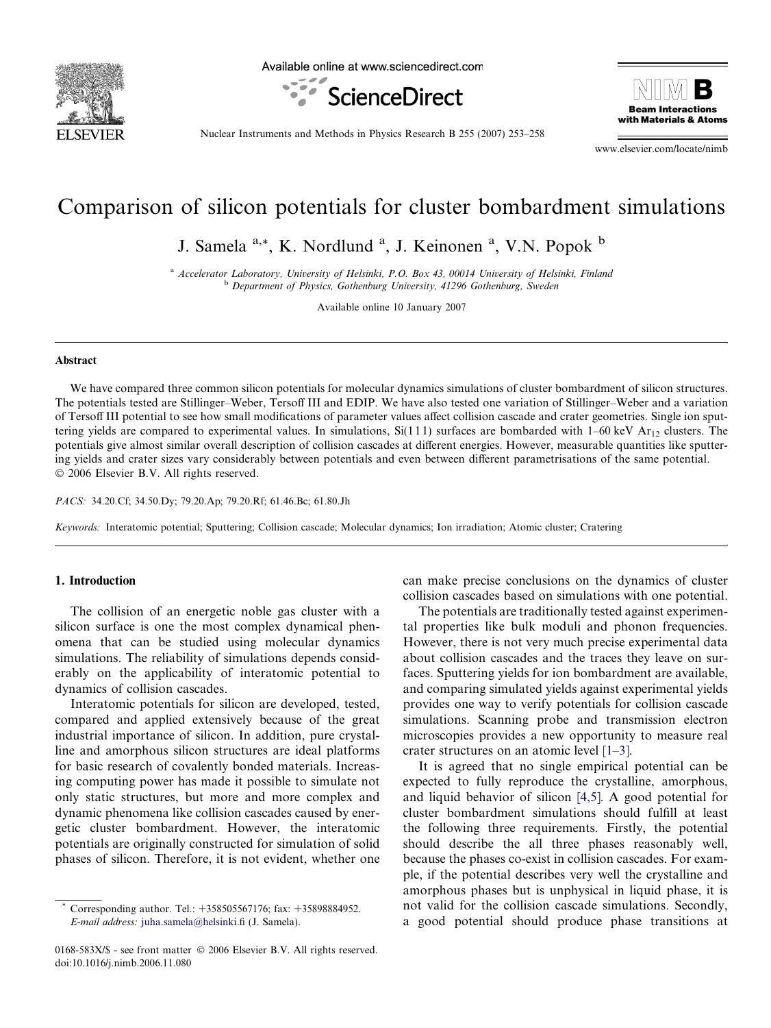# Comparison of silicon potentials for cluster bombardment simulations

J. Samela [a,*], K. Nordlund [a], J. Keinonen [a], V.N. Popok [b]

[a] Accelerator Laboratory, University of Helsinki, P.O. Box 43, 00014 University of Helsinki, Finland
[b] Department of Physics, Gothenburg University, 41296 Gothenburg, Sweden

Available online 10 January 2007

## Abstract

We have compared three common silicon potentials for molecular dynamics simulations of cluster bombardment of silicon structures. The potentials tested are Stillinger–Weber, Tersoff III and EDIP. We have also tested one variation of Stillinger–Weber and a variation of Tersoff III potential to see how small modifications of parameter values affect collision cascade and crater geometries. Single ion sputtering yields are compared to experimental values. In simulations, Si(1 1 1) surfaces are bombarded with 1–60 keV $Ar_{12}$ clusters. The potentials give almost similar overall description of collision cascades at different energies. However, measurable quantities like sputtering yields and crater sizes vary considerably between potentials and even between different parametrisations of the same potential.
© 2006 Elsevier B.V. All rights reserved.

*PACS:* 34.20.Cf; 34.50.Dy; 79.20.Ap; 79.20.Rf; 61.46.Bc; 61.80.Jh

*Keywords:* Interatomic potential; Sputtering; Collision cascade; Molecular dynamics; Ion irradiation; Atomic cluster; Cratering

## 1. Introduction

The collision of an energetic noble gas cluster with a silicon surface is one the most complex dynamical phenomena that can be studied using molecular dynamics simulations. The reliability of simulations depends considerably on the applicability of interatomic potential to dynamics of collision cascades.

Interatomic potentials for silicon are developed, tested, compared and applied extensively because of the great industrial importance of silicon. In addition, pure crystalline and amorphous silicon structures are ideal platforms for basic research of covalently bonded materials. Increasing computing power has made it possible to simulate not only static structures, but more and more complex and dynamic phenomena like collision cascades caused by energetic cluster bombardment. However, the interatomic potentials are originally constructed for simulation of solid phases of silicon. Therefore, it is not evident, whether one can make precise conclusions on the dynamics of cluster collision cascades based on simulations with one potential.

The potentials are traditionally tested against experimental properties like bulk moduli and phonon frequencies. However, there is not very much precise experimental data about collision cascades and the traces they leave on surfaces. Sputtering yields for ion bombardment are available, and comparing simulated yields against experimental yields provides one way to verify potentials for collision cascade simulations. Scanning probe and transmission electron microscopies provides a new opportunity to measure real crater structures on an atomic level [1–3].

It is agreed that no single empirical potential can be expected to fully reproduce the crystalline, amorphous, and liquid behavior of silicon [4,5]. A good potential for cluster bombardment simulations should fulfill at least the following three requirements. Firstly, the potential should describe the all three phases reasonably well, because the phases co-exist in collision cascades. For example, if the potential describes very well the crystalline and amorphous phases but is unphysical in liquid phase, it is not valid for the collision cascade simulations. Secondly, a good potential should produce phase transitions at

* Corresponding author. Tel.: +358505567176; fax: +35898884952.
*E-mail address:* juha.samela@helsinki.fi (J. Samela).

0168-583X/$ - see front matter © 2006 Elsevier B.V. All rights reserved.
doi:10.1016/j.nimb.2006.11.080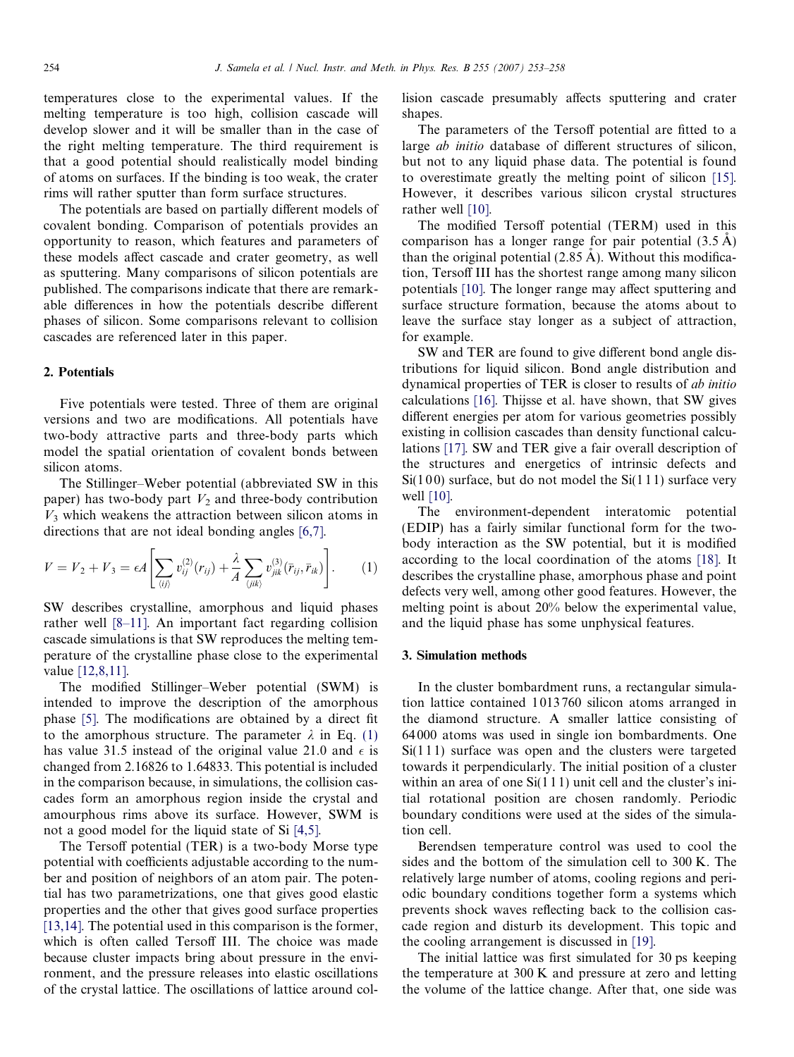temperatures close to the experimental values. If the melting temperature is too high, collision cascade will develop slower and it will be smaller than in the case of the right melting temperature. The third requirement is that a good potential should realistically model binding of atoms on surfaces. If the binding is too weak, the crater rims will rather sputter than form surface structures.

The potentials are based on partially different models of covalent bonding. Comparison of potentials provides an opportunity to reason, which features and parameters of these models affect cascade and crater geometry, as well as sputtering. Many comparisons of silicon potentials are published. The comparisons indicate that there are remarkable differences in how the potentials describe different phases of silicon. Some comparisons relevant to collision cascades are referenced later in this paper.

## 2. Potentials

Five potentials were tested. Three of them are original versions and two are modifications. All potentials have two-body attractive parts and three-body parts which model the spatial orientation of covalent bonds between silicon atoms.

The Stillinger–Weber potential (abbreviated SW in this paper) has two-body part $V_2$ and three-body contribution $V_3$ which weakens the attraction between silicon atoms in directions that are not ideal bonding angles [6,7].

$$V = V_2 + V_3 = \epsilon A \left[ \sum_{\langle ij \rangle} v_{ij}^{(2)}(r_{ij}) + \frac{\lambda}{A} \sum_{\langle jik \rangle} v_{jik}^{(3)}(\bar{r}_{ij}, \bar{r}_{ik}) \right]. \qquad (1)$$

SW describes crystalline, amorphous and liquid phases rather well [8–11]. An important fact regarding collision cascade simulations is that SW reproduces the melting temperature of the crystalline phase close to the experimental value [12,8,11].

The modified Stillinger–Weber potential (SWM) is intended to improve the description of the amorphous phase [5]. The modifications are obtained by a direct fit to the amorphous structure. The parameter $\lambda$ in Eq. (1) has value 31.5 instead of the original value 21.0 and $\epsilon$ is changed from 2.16826 to 1.64833. This potential is included in the comparison because, in simulations, the collision cascades form an amorphous region inside the crystal and amourphous rims above its surface. However, SWM is not a good model for the liquid state of Si [4,5].

The Tersoff potential (TER) is a two-body Morse type potential with coefficients adjustable according to the number and position of neighbors of an atom pair. The potential has two parametrizations, one that gives good elastic properties and the other that gives good surface properties [13,14]. The potential used in this comparison is the former, which is often called Tersoff III. The choice was made because cluster impacts bring about pressure in the environment, and the pressure releases into elastic oscillations of the crystal lattice. The oscillations of lattice around collision cascade presumably affects sputtering and crater shapes.

The parameters of the Tersoff potential are fitted to a large *ab initio* database of different structures of silicon, but not to any liquid phase data. The potential is found to overestimate greatly the melting point of silicon [15]. However, it describes various silicon crystal structures rather well [10].

The modified Tersoff potential (TERM) used in this comparison has a longer range for pair potential (3.5 Å) than the original potential (2.85 Å). Without this modification, Tersoff III has the shortest range among many silicon potentials [10]. The longer range may affect sputtering and surface structure formation, because the atoms about to leave the surface stay longer as a subject of attraction, for example.

SW and TER are found to give different bond angle distributions for liquid silicon. Bond angle distribution and dynamical properties of TER is closer to results of *ab initio* calculations [16]. Thijsse et al. have shown, that SW gives different energies per atom for various geometries possibly existing in collision cascades than density functional calculations [17]. SW and TER give a fair overall description of the structures and energetics of intrinsic defects and Si(100) surface, but do not model the Si(111) surface very well [10].

The environment-dependent interatomic potential (EDIP) has a fairly similar functional form for the two-body interaction as the SW potential, but it is modified according to the local coordination of the atoms [18]. It describes the crystalline phase, amorphous phase and point defects very well, among other good features. However, the melting point is about 20% below the experimental value, and the liquid phase has some unphysical features.

## 3. Simulation methods

In the cluster bombardment runs, a rectangular simulation lattice contained 1013760 silicon atoms arranged in the diamond structure. A smaller lattice consisting of 64000 atoms was used in single ion bombardments. One Si(111) surface was open and the clusters were targeted towards it perpendicularly. The initial position of a cluster within an area of one Si(111) unit cell and the cluster's initial rotational position are chosen randomly. Periodic boundary conditions were used at the sides of the simulation cell.

Berendsen temperature control was used to cool the sides and the bottom of the simulation cell to 300 K. The relatively large number of atoms, cooling regions and periodic boundary conditions together form a systems which prevents shock waves reflecting back to the collision cascade region and disturb its development. This topic and the cooling arrangement is discussed in [19].

The initial lattice was first simulated for 30 ps keeping the temperature at 300 K and pressure at zero and letting the volume of the lattice change. After that, one side was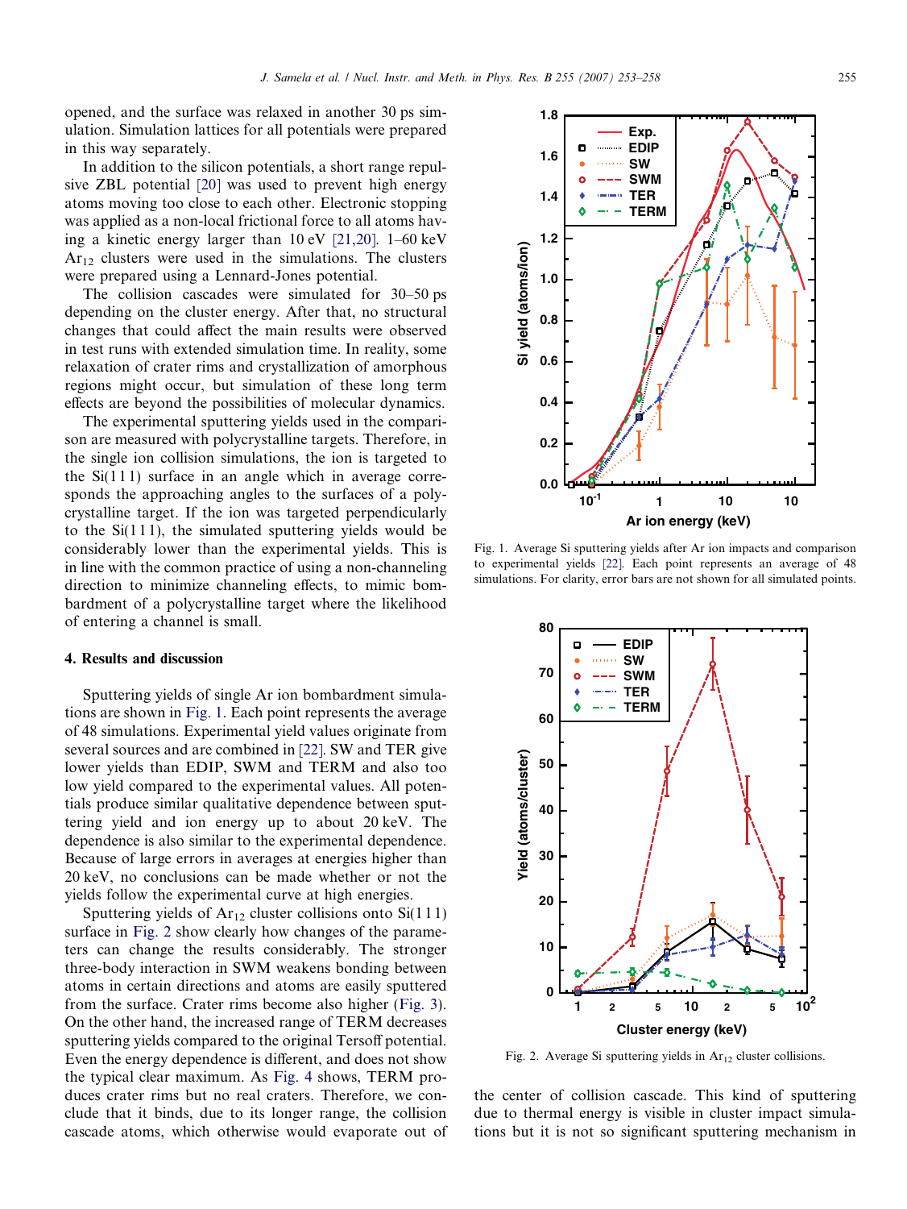opened, and the surface was relaxed in another 30 ps simulation. Simulation lattices for all potentials were prepared in this way separately.

In addition to the silicon potentials, a short range repulsive ZBL potential [20] was used to prevent high energy atoms moving too close to each other. Electronic stopping was applied as a non-local frictional force to all atoms having a kinetic energy larger than 10 eV [21,20]. 1–60 keV $Ar_{12}$ clusters were used in the simulations. The clusters were prepared using a Lennard-Jones potential.

The collision cascades were simulated for 30–50 ps depending on the cluster energy. After that, no structural changes that could affect the main results were observed in test runs with extended simulation time. In reality, some relaxation of crater rims and crystallization of amorphous regions might occur, but simulation of these long term effects are beyond the possibilities of molecular dynamics.

The experimental sputtering yields used in the comparison are measured with polycrystalline targets. Therefore, in the single ion collision simulations, the ion is targeted to the Si(1 1 1) surface in an angle which in average corresponds the approaching angles to the surfaces of a polycrystalline target. If the ion was targeted perpendicularly to the Si(1 1 1), the simulated sputtering yields would be considerably lower than the experimental yields. This is in line with the common practice of using a non-channeling direction to minimize channeling effects, to mimic bombardment of a polycrystalline target where the likelihood of entering a channel is small.

## 4. Results and discussion

Sputtering yields of single Ar ion bombardment simulations are shown in Fig. 1. Each point represents the average of 48 simulations. Experimental yield values originate from several sources and are combined in [22]. SW and TER give lower yields than EDIP, SWM and TERM and also too low yield compared to the experimental values. All potentials produce similar qualitative dependence between sputtering yield and ion energy up to about 20 keV. The dependence is also similar to the experimental dependence. Because of large errors in averages at energies higher than 20 keV, no conclusions can be made whether or not the yields follow the experimental curve at high energies.

Sputtering yields of $Ar_{12}$ cluster collisions onto Si(1 1 1) surface in Fig. 2 show clearly how changes of the parameters can change the results considerably. The stronger three-body interaction in SWM weakens bonding between atoms in certain directions and atoms are easily sputtered from the surface. Crater rims become also higher (Fig. 3). On the other hand, the increased range of TERM decreases sputtering yields compared to the original Tersoff potential. Even the energy dependence is different, and does not show the typical clear maximum. As Fig. 4 shows, TERM produces crater rims but no real craters. Therefore, we conclude that it binds, due to its longer range, the collision cascade atoms, which otherwise would evaporate out of the center of collision cascade. This kind of sputtering due to thermal energy is visible in cluster impact simulations but it is not so significant sputtering mechanism in

Si yield (atoms/ion)
Ar ion energy (keV)
Exp.
EDIP
SW
SWM
TER
TERM

Fig. 1. Average Si sputtering yields after Ar ion impacts and comparison to experimental yields [22]. Each point represents an average of 48 simulations. For clarity, error bars are not shown for all simulated points.

Yield (atoms/cluster)
Cluster energy (keV)
EDIP
SW
SWM
TER
TERM

Fig. 2. Average Si sputtering yields in $Ar_{12}$ cluster collisions.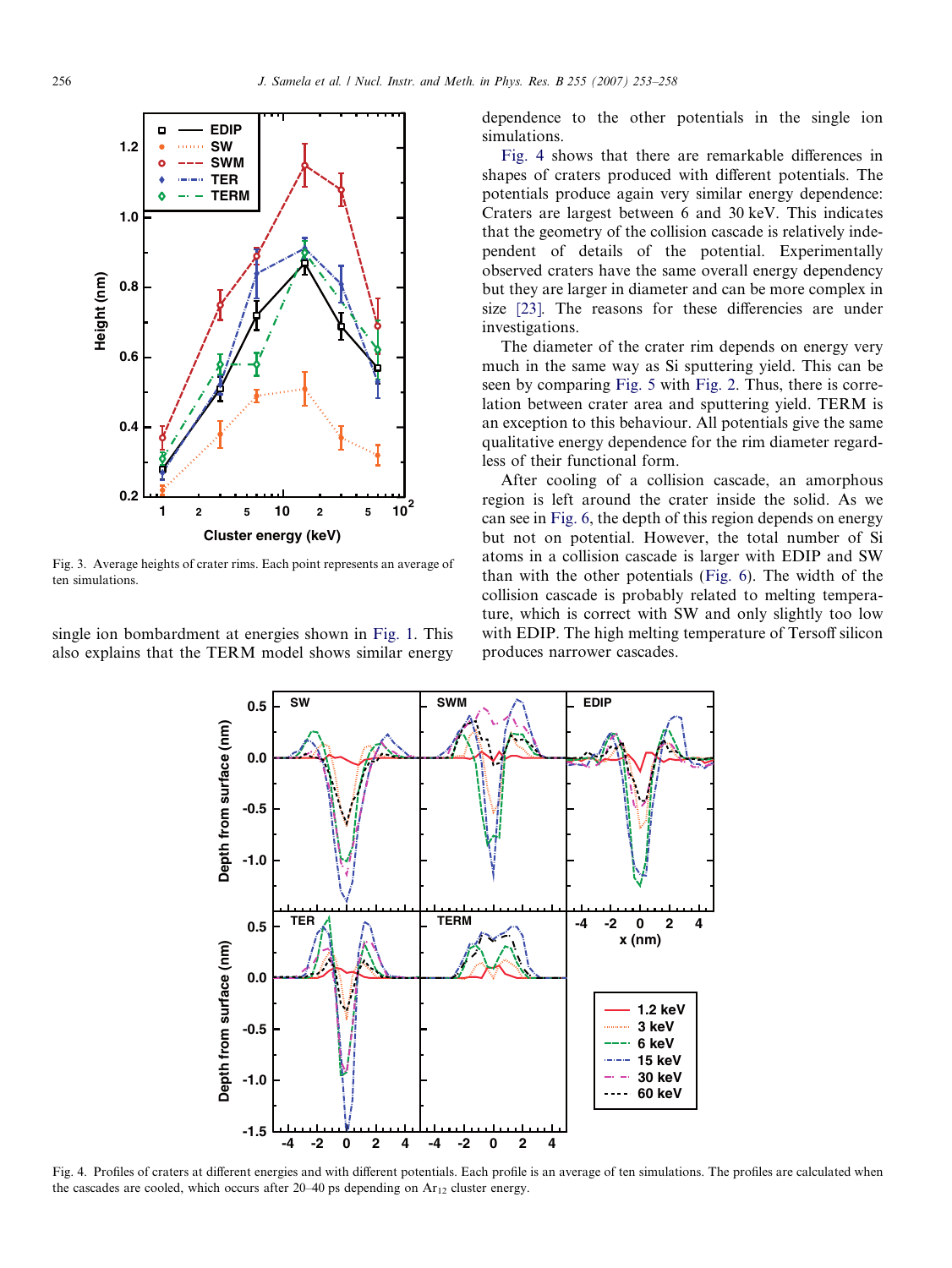Height (nm)

EDIP
SW
SWM
TER
TERM

1.2
1.0
0.8
0.6
0.4
0.2

1 2 5 10 2 5 10[2]

Cluster energy (keV)

Fig. 3. Average heights of crater rims. Each point represents an average of ten simulations.

single ion bombardment at energies shown in Fig. 1. This also explains that the TERM model shows similar energy dependence to the other potentials in the single ion simulations.

Fig. 4 shows that there are remarkable differences in shapes of craters produced with different potentials. The potentials produce again very similar energy dependence: Craters are largest between 6 and 30 keV. This indicates that the geometry of the collision cascade is relatively independent of details of the potential. Experimentally observed craters have the same overall energy dependency but they are larger in diameter and can be more complex in size [23]. The reasons for these differencies are under investigations.

The diameter of the crater rim depends on energy very much in the same way as Si sputtering yield. This can be seen by comparing Fig. 5 with Fig. 2. Thus, there is correlation between crater area and sputtering yield. TERM is an exception to this behaviour. All potentials give the same qualitative energy dependence for the rim diameter regardless of their functional form.

After cooling of a collision cascade, an amorphous region is left around the crater inside the solid. As we can see in Fig. 6, the depth of this region depends on energy but not on potential. However, the total number of Si atoms in a collision cascade is larger with EDIP and SW than with the other potentials (Fig. 6). The width of the collision cascade is probably related to melting temperature, which is correct with SW and only slightly too low with EDIP. The high melting temperature of Tersoff silicon produces narrower cascades.

SW
SWM
EDIP
TER
TERM

Depth from surface (nm)

0.5
0.0
-0.5
-1.0
-1.5

-4 -2 0 2 4

x (nm)

1.2 keV
3 keV
6 keV
15 keV
30 keV
60 keV

Fig. 4. Profiles of craters at different energies and with different potentials. Each profile is an average of ten simulations. The profiles are calculated when the cascades are cooled, which occurs after 20–40 ps depending on $Ar_{12}$ cluster energy.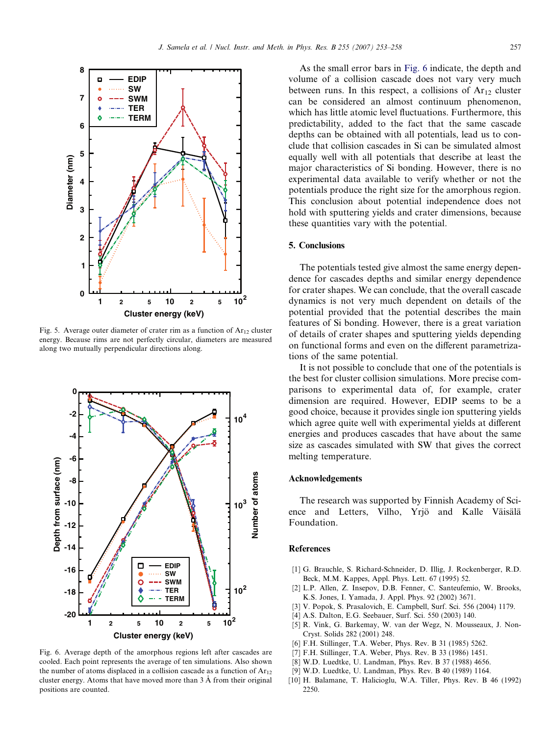8

EDIP
SW
SWM
TER
TERM

Diameter (nm)

7
6
5
4
3
2
1
0

1 2 5 10 2 5 $10^2$

Cluster energy (keV)

Fig. 5. Average outer diameter of crater rim as a function of $Ar_{12}$ cluster energy. Because rims are not perfectly circular, diameters are measured along two mutually perpendicular directions along.

0
-2
-4
-6
-8
-10
-12
-14
-16
-18
-20

Depth from surface (nm)

$10^4$
$10^3$
$10^2$

Number of atoms

EDIP
SW
SWM
TER
TERM

1 2 5 10 2 5 $10^2$

Cluster energy (keV)

Fig. 6. Average depth of the amorphous regions left after cascades are cooled. Each point represents the average of ten simulations. Also shown the number of atoms displaced in a collision cascade as a function of $Ar_{12}$ cluster energy. Atoms that have moved more than 3 Å from their original positions are counted.

As the small error bars in Fig. 6 indicate, the depth and volume of a collision cascade does not vary very much between runs. In this respect, a collisions of $Ar_{12}$ cluster can be considered an almost continuum phenomenon, which has little atomic level fluctuations. Furthermore, this predictability, added to the fact that the same cascade depths can be obtained with all potentials, lead us to conclude that collision cascades in Si can be simulated almost equally well with all potentials that describe at least the major characteristics of Si bonding. However, there is no experimental data available to verify whether or not the potentials produce the right size for the amorphous region. This conclusion about potential independence does not hold with sputtering yields and crater dimensions, because these quantities vary with the potential.

## 5. Conclusions

The potentials tested give almost the same energy dependence for cascades depths and similar energy dependence for crater shapes. We can conclude, that the overall cascade dynamics is not very much dependent on details of the potential provided that the potential describes the main features of Si bonding. However, there is a great variation of details of crater shapes and sputtering yields depending on functional forms and even on the different parametrizations of the same potential.

It is not possible to conclude that one of the potentials is the best for cluster collision simulations. More precise comparisons to experimental data of, for example, crater dimension are required. However, EDIP seems to be a good choice, because it provides single ion sputtering yields which agree quite well with experimental yields at different energies and produces cascades that have about the same size as cascades simulated with SW that gives the correct melting temperature.

## Acknowledgements

The research was supported by Finnish Academy of Science and Letters, Vilho, Yrjö and Kalle Väisälä Foundation.

## References

[1] G. Brauchle, S. Richard-Schneider, D. Illig, J. Rockenberger, R.D. Beck, M.M. Kappes, Appl. Phys. Lett. 67 (1995) 52.

[2] L.P. Allen, Z. Insepov, D.B. Fenner, C. Santeufemio, W. Brooks, K.S. Jones, I. Yamada, J. Appl. Phys. 92 (2002) 3671.

[3] V. Popok, S. Prasalovich, E. Campbell, Surf. Sci. 556 (2004) 1179.

[4] A.S. Dalton, E.G. Seebauer, Surf. Sci. 550 (2003) 140.

[5] R. Vink, G. Barkemay, W. van der Wegz, N. Mousseaux, J. Non-Cryst. Solids 282 (2001) 248.

[6] F.H. Stillinger, T.A. Weber, Phys. Rev. B 31 (1985) 5262.

[7] F.H. Stillinger, T.A. Weber, Phys. Rev. B 33 (1986) 1451.

[8] W.D. Luedtke, U. Landman, Phys. Rev. B 37 (1988) 4656.

[9] W.D. Luedtke, U. Landman, Phys. Rev. B 40 (1989) 1164.

[10] H. Balamane, T. Halicioglu, W.A. Tiller, Phys. Rev. B 46 (1992) 2250.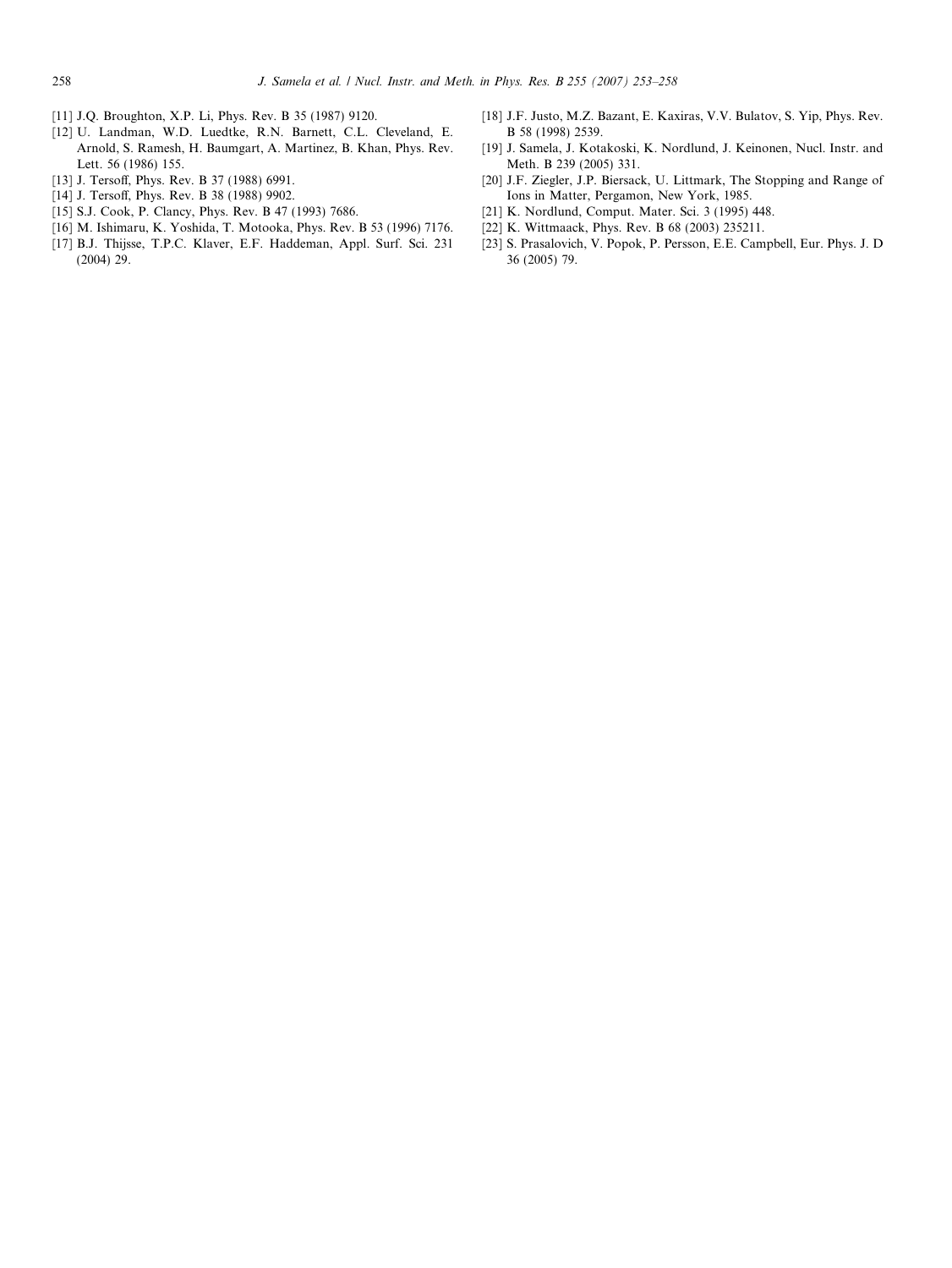[11] J.Q. Broughton, X.P. Li, Phys. Rev. B 35 (1987) 9120.

[12] U. Landman, W.D. Luedtke, R.N. Barnett, C.L. Cleveland, E. Arnold, S. Ramesh, H. Baumgart, A. Martinez, B. Khan, Phys. Rev. Lett. 56 (1986) 155.

[13] J. Tersoff, Phys. Rev. B 37 (1988) 6991.

[14] J. Tersoff, Phys. Rev. B 38 (1988) 9902.

[15] S.J. Cook, P. Clancy, Phys. Rev. B 47 (1993) 7686.

[16] M. Ishimaru, K. Yoshida, T. Motooka, Phys. Rev. B 53 (1996) 7176.

[17] B.J. Thijsse, T.P.C. Klaver, E.F. Haddeman, Appl. Surf. Sci. 231 (2004) 29.

[18] J.F. Justo, M.Z. Bazant, E. Kaxiras, V.V. Bulatov, S. Yip, Phys. Rev. B 58 (1998) 2539.

[19] J. Samela, J. Kotakoski, K. Nordlund, J. Keinonen, Nucl. Instr. and Meth. B 239 (2005) 331.

[20] J.F. Ziegler, J.P. Biersack, U. Littmark, The Stopping and Range of Ions in Matter, Pergamon, New York, 1985.

[21] K. Nordlund, Comput. Mater. Sci. 3 (1995) 448.

[22] K. Wittmaack, Phys. Rev. B 68 (2003) 235211.

[23] S. Prasalovich, V. Popok, P. Persson, E.E. Campbell, Eur. Phys. J. D 36 (2005) 79.